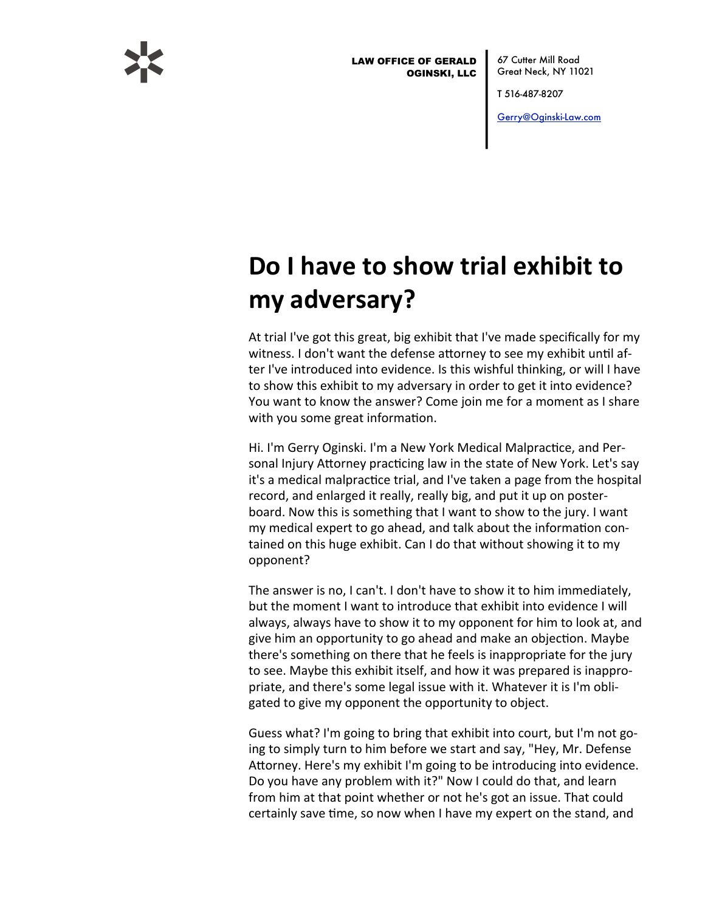LAW OFFICE OF GERALD OGINSKI, LLC

67 Cutter Mill Road
Great Neck, NY 11021

T 516-487-8207

Gerry@Oginski-Law.com

# Do I have to show trial exhibit to my adversary?

At trial I've got this great, big exhibit that I've made specifically for my witness. I don't want the defense attorney to see my exhibit until after I've introduced into evidence. Is this wishful thinking, or will I have to show this exhibit to my adversary in order to get it into evidence? You want to know the answer? Come join me for a moment as I share with you some great information.

Hi. I'm Gerry Oginski. I'm a New York Medical Malpractice, and Personal Injury Attorney practicing law in the state of New York. Let's say it's a medical malpractice trial, and I've taken a page from the hospital record, and enlarged it really, really big, and put it up on posterboard. Now this is something that I want to show to the jury. I want my medical expert to go ahead, and talk about the information contained on this huge exhibit. Can I do that without showing it to my opponent?

The answer is no, I can't. I don't have to show it to him immediately, but the moment I want to introduce that exhibit into evidence I will always, always have to show it to my opponent for him to look at, and give him an opportunity to go ahead and make an objection. Maybe there's something on there that he feels is inappropriate for the jury to see. Maybe this exhibit itself, and how it was prepared is inappropriate, and there's some legal issue with it. Whatever it is I'm obligated to give my opponent the opportunity to object.

Guess what? I'm going to bring that exhibit into court, but I'm not going to simply turn to him before we start and say, "Hey, Mr. Defense Attorney. Here's my exhibit I'm going to be introducing into evidence. Do you have any problem with it?" Now I could do that, and learn from him at that point whether or not he's got an issue. That could certainly save time, so now when I have my expert on the stand, and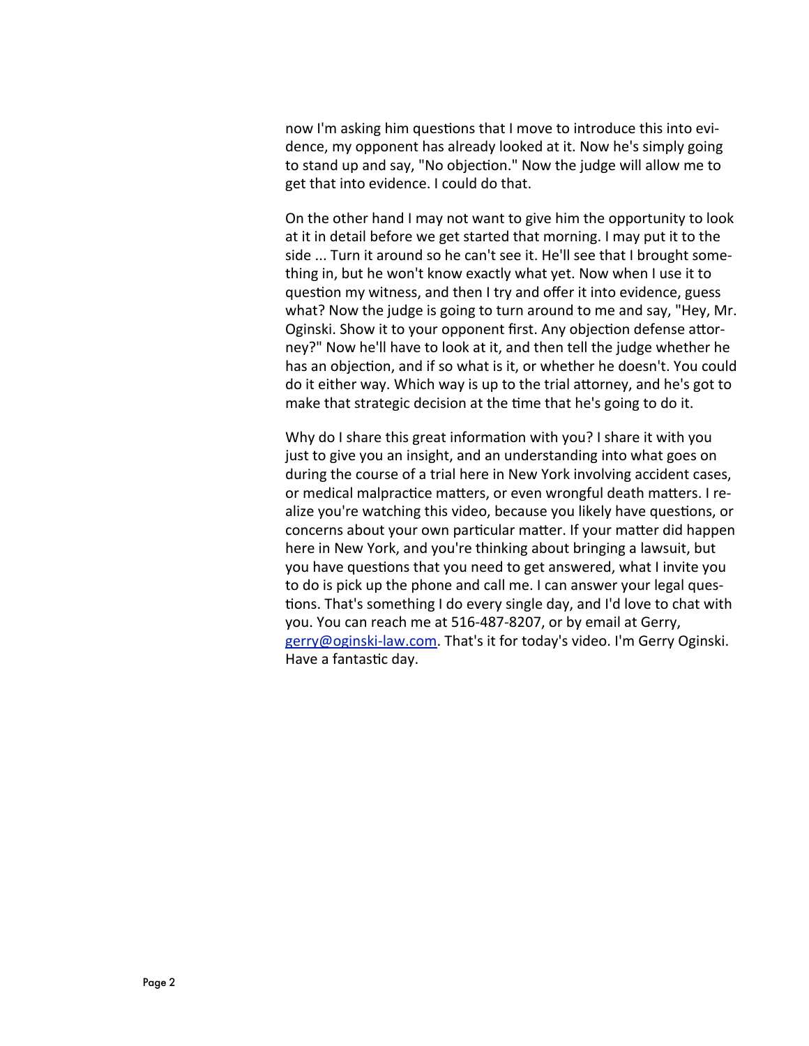now I'm asking him questions that I move to introduce this into evidence, my opponent has already looked at it. Now he's simply going to stand up and say, "No objection." Now the judge will allow me to get that into evidence. I could do that.

On the other hand I may not want to give him the opportunity to look at it in detail before we get started that morning. I may put it to the side ... Turn it around so he can't see it. He'll see that I brought something in, but he won't know exactly what yet. Now when I use it to question my witness, and then I try and offer it into evidence, guess what? Now the judge is going to turn around to me and say, "Hey, Mr. Oginski. Show it to your opponent first. Any objection defense attorney?" Now he'll have to look at it, and then tell the judge whether he has an objection, and if so what is it, or whether he doesn't. You could do it either way. Which way is up to the trial attorney, and he's got to make that strategic decision at the time that he's going to do it.

Why do I share this great information with you? I share it with you just to give you an insight, and an understanding into what goes on during the course of a trial here in New York involving accident cases, or medical malpractice matters, or even wrongful death matters. I realize you're watching this video, because you likely have questions, or concerns about your own particular matter. If your matter did happen here in New York, and you're thinking about bringing a lawsuit, but you have questions that you need to get answered, what I invite you to do is pick up the phone and call me. I can answer your legal questions. That's something I do every single day, and I'd love to chat with you. You can reach me at 516-487-8207, or by email at Gerry, [gerry@oginski-law.com](mailto:gerry@oginski-law.com). That's it for today's video. I'm Gerry Oginski. Have a fantastic day.